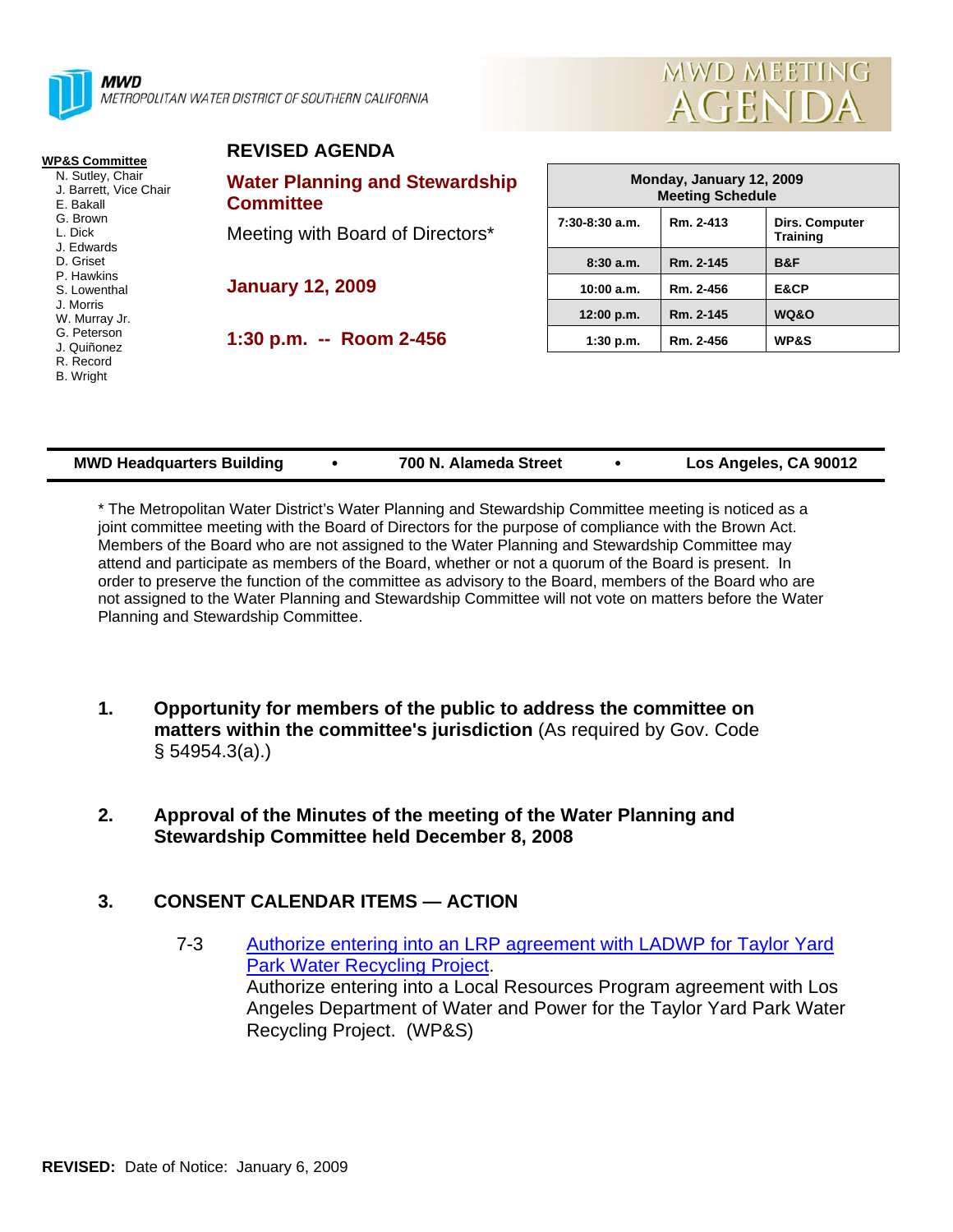**MWD**
*METROPOLITAN WATER DISTRICT OF SOUTHERN CALIFORNIA*

MWD MEETING AGENDA

**WP&S Committee**
- N. Sutley, Chair
- J. Barrett, Vice Chair
- E. Bakall
- G. Brown
- L. Dick
- J. Edwards
- D. Griset
- P. Hawkins
- S. Lowenthal
- J. Morris
- W. Murray Jr.
- G. Peterson
- J. Quiñonez
- R. Record
- B. Wright

## REVISED AGENDA

## Water Planning and Stewardship Committee

Meeting with Board of Directors*

**January 12, 2009**

**1:30 p.m. -- Room 2-456**

| Monday, January 12, 2009 Meeting Schedule | | |
|---|---|---|
| 7:30-8:30 a.m. | Rm. 2-413 | Dirs. Computer Training |
| 8:30 a.m. | Rm. 2-145 | B&F |
| 10:00 a.m. | Rm. 2-456 | E&CP |
| 12:00 p.m. | Rm. 2-145 | WQ&O |
| 1:30 p.m. | Rm. 2-456 | WP&S |

**MWD Headquarters Building • 700 N. Alameda Street • Los Angeles, CA 90012**

* The Metropolitan Water District's Water Planning and Stewardship Committee meeting is noticed as a joint committee meeting with the Board of Directors for the purpose of compliance with the Brown Act. Members of the Board who are not assigned to the Water Planning and Stewardship Committee may attend and participate as members of the Board, whether or not a quorum of the Board is present. In order to preserve the function of the committee as advisory to the Board, members of the Board who are not assigned to the Water Planning and Stewardship Committee will not vote on matters before the Water Planning and Stewardship Committee.

1. **Opportunity for members of the public to address the committee on matters within the committee's jurisdiction** (As required by Gov. Code § 54954.3(a).)

2. **Approval of the Minutes of the meeting of the Water Planning and Stewardship Committee held December 8, 2008**

3. **CONSENT CALENDAR ITEMS — ACTION**

   7-3 Authorize entering into an LRP agreement with LADWP for Taylor Yard Park Water Recycling Project.
   Authorize entering into a Local Resources Program agreement with Los Angeles Department of Water and Power for the Taylor Yard Park Water Recycling Project. (WP&S)

**REVISED:** Date of Notice: January 6, 2009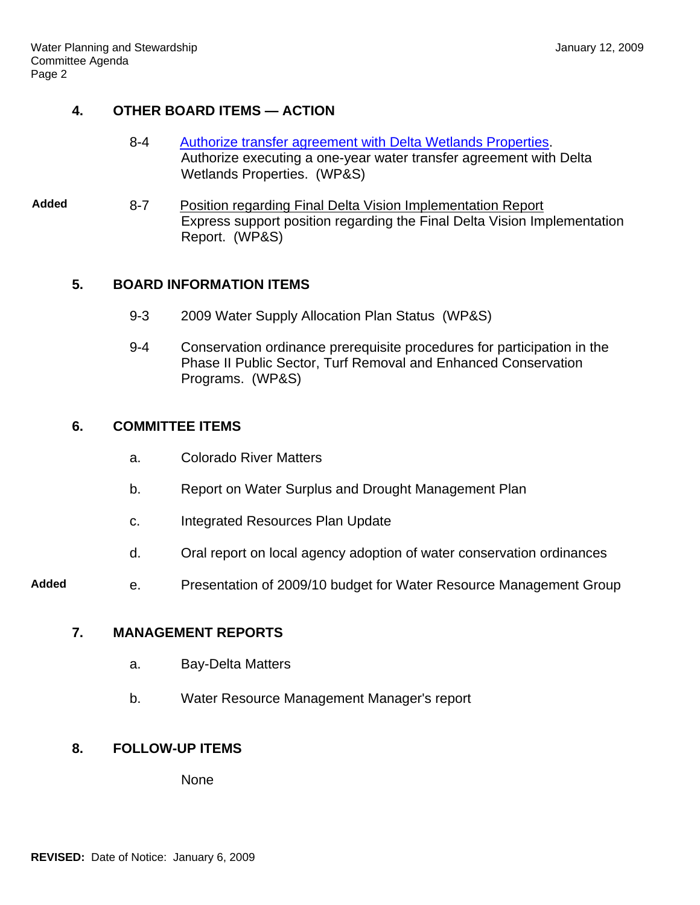## 4. OTHER BOARD ITEMS — ACTION

8-4 Authorize transfer agreement with Delta Wetlands Properties.
Authorize executing a one-year water transfer agreement with Delta Wetlands Properties. (WP&S)

**Added** 8-7 Position regarding Final Delta Vision Implementation Report
Express support position regarding the Final Delta Vision Implementation Report. (WP&S)

## 5. BOARD INFORMATION ITEMS

9-3 2009 Water Supply Allocation Plan Status (WP&S)

9-4 Conservation ordinance prerequisite procedures for participation in the Phase II Public Sector, Turf Removal and Enhanced Conservation Programs. (WP&S)

## 6. COMMITTEE ITEMS

a. Colorado River Matters

b. Report on Water Surplus and Drought Management Plan

c. Integrated Resources Plan Update

d. Oral report on local agency adoption of water conservation ordinances

**Added** e. Presentation of 2009/10 budget for Water Resource Management Group

## 7. MANAGEMENT REPORTS

a. Bay-Delta Matters

b. Water Resource Management Manager's report

## 8. FOLLOW-UP ITEMS

None

**REVISED:** Date of Notice: January 6, 2009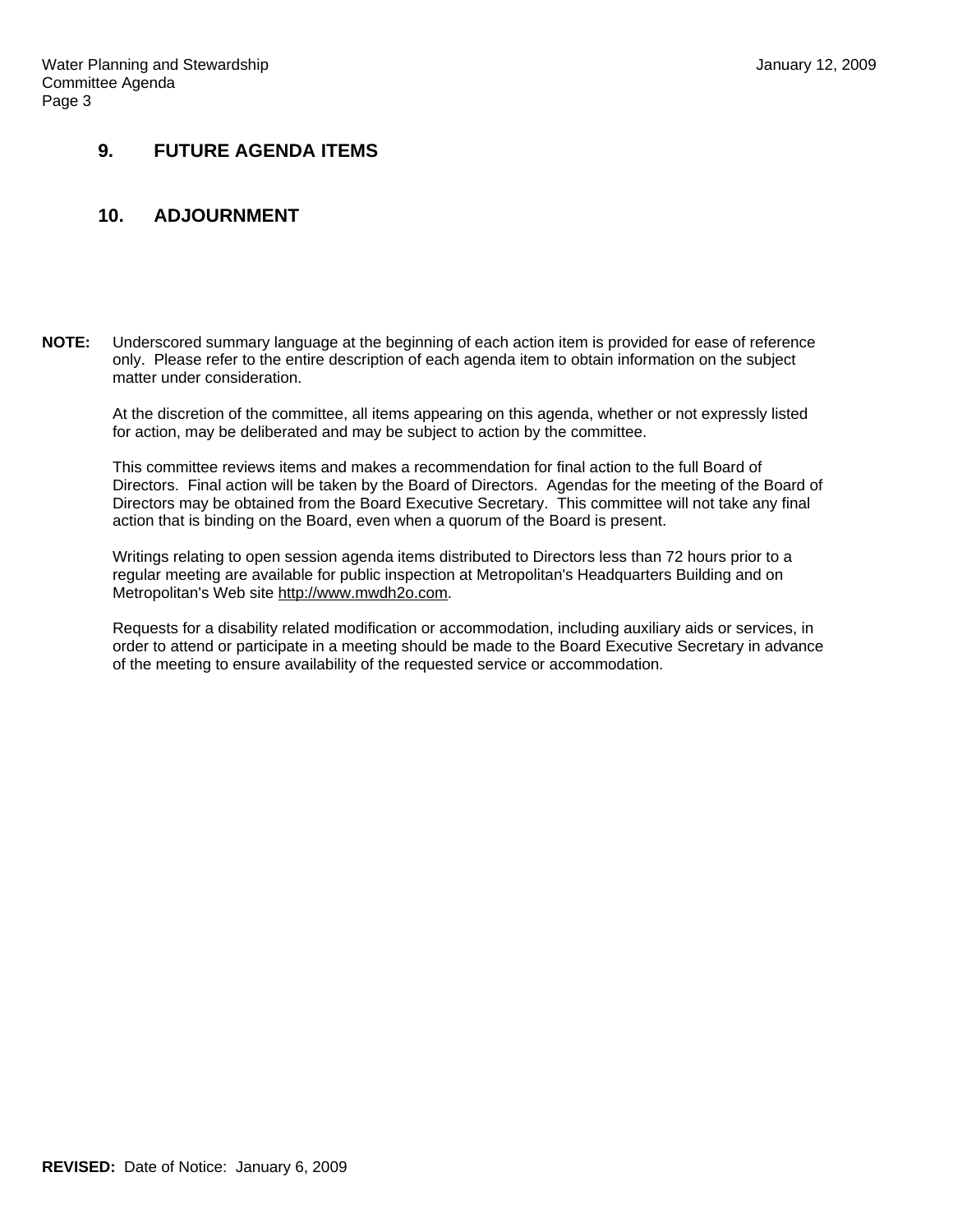## 9. FUTURE AGENDA ITEMS

## 10. ADJOURNMENT

**NOTE:** Underscored summary language at the beginning of each action item is provided for ease of reference only. Please refer to the entire description of each agenda item to obtain information on the subject matter under consideration.

At the discretion of the committee, all items appearing on this agenda, whether or not expressly listed for action, may be deliberated and may be subject to action by the committee.

This committee reviews items and makes a recommendation for final action to the full Board of Directors. Final action will be taken by the Board of Directors. Agendas for the meeting of the Board of Directors may be obtained from the Board Executive Secretary. This committee will not take any final action that is binding on the Board, even when a quorum of the Board is present.

Writings relating to open session agenda items distributed to Directors less than 72 hours prior to a regular meeting are available for public inspection at Metropolitan's Headquarters Building and on Metropolitan's Web site http://www.mwdh2o.com.

Requests for a disability related modification or accommodation, including auxiliary aids or services, in order to attend or participate in a meeting should be made to the Board Executive Secretary in advance of the meeting to ensure availability of the requested service or accommodation.

**REVISED:** Date of Notice: January 6, 2009